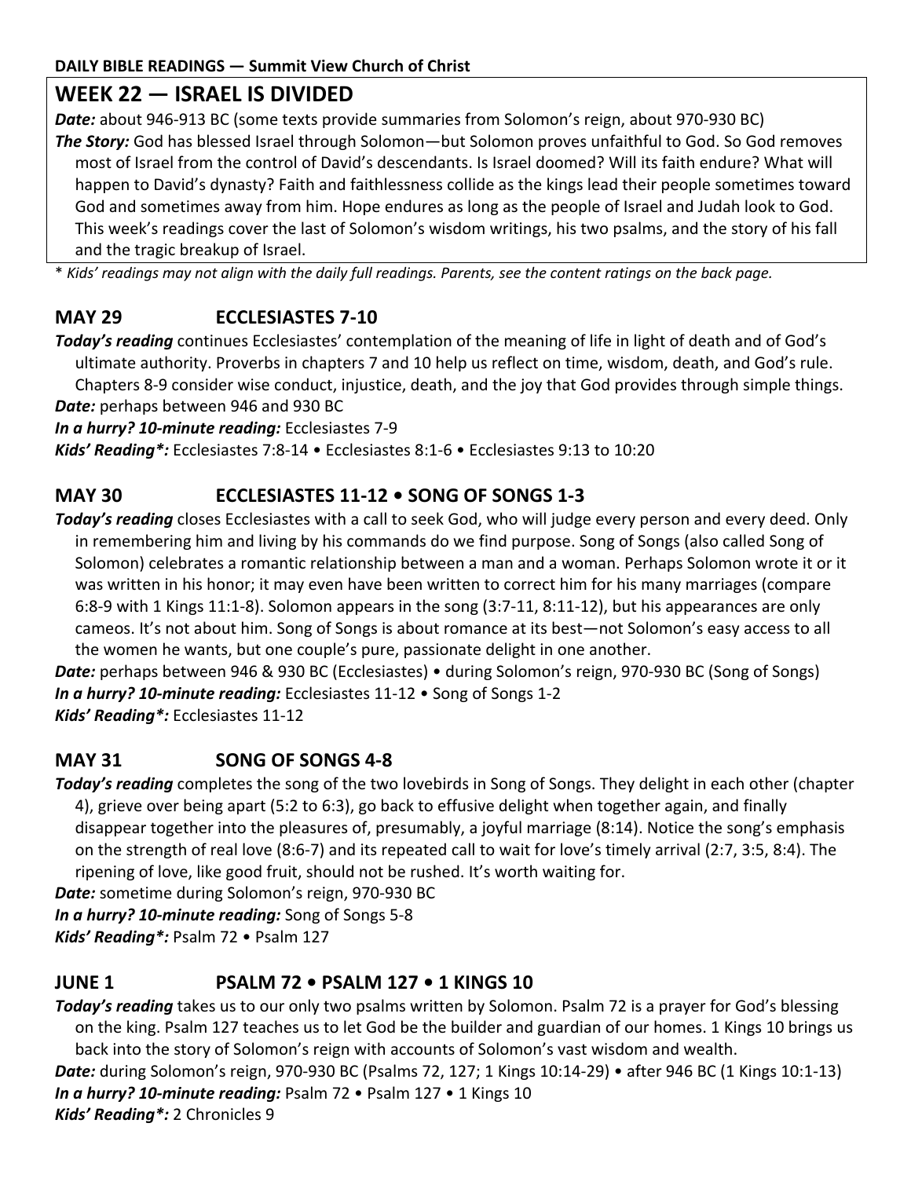**DAILY BIBLE READINGS — Summit View Church of Christ**

# WEEK 22 — ISRAEL IS DIVIDED

***Date:*** about 946-913 BC (some texts provide summaries from Solomon's reign, about 970-930 BC)

***The Story:*** God has blessed Israel through Solomon—but Solomon proves unfaithful to God. So God removes most of Israel from the control of David's descendants. Is Israel doomed? Will its faith endure? What will happen to David's dynasty? Faith and faithlessness collide as the kings lead their people sometimes toward God and sometimes away from him. Hope endures as long as the people of Israel and Judah look to God. This week's readings cover the last of Solomon's wisdom writings, his two psalms, and the story of his fall and the tragic breakup of Israel.

* *Kids' readings may not align with the daily full readings. Parents, see the content ratings on the back page.*

## MAY 29 ECCLESIASTES 7-10

***Today's reading*** continues Ecclesiastes' contemplation of the meaning of life in light of death and of God's ultimate authority. Proverbs in chapters 7 and 10 help us reflect on time, wisdom, death, and God's rule. Chapters 8-9 consider wise conduct, injustice, death, and the joy that God provides through simple things.

***Date:*** perhaps between 946 and 930 BC

***In a hurry? 10-minute reading:*** Ecclesiastes 7-9

***Kids' Reading*:*** Ecclesiastes 7:8-14 • Ecclesiastes 8:1-6 • Ecclesiastes 9:13 to 10:20

## MAY 30 ECCLESIASTES 11-12 • SONG OF SONGS 1-3

***Today's reading*** closes Ecclesiastes with a call to seek God, who will judge every person and every deed. Only in remembering him and living by his commands do we find purpose. Song of Songs (also called Song of Solomon) celebrates a romantic relationship between a man and a woman. Perhaps Solomon wrote it or it was written in his honor; it may even have been written to correct him for his many marriages (compare 6:8-9 with 1 Kings 11:1-8). Solomon appears in the song (3:7-11, 8:11-12), but his appearances are only cameos. It's not about him. Song of Songs is about romance at its best—not Solomon's easy access to all the women he wants, but one couple's pure, passionate delight in one another.

***Date:*** perhaps between 946 & 930 BC (Ecclesiastes) • during Solomon's reign, 970-930 BC (Song of Songs)

***In a hurry? 10-minute reading:*** Ecclesiastes 11-12 • Song of Songs 1-2

***Kids' Reading*:*** Ecclesiastes 11-12

## MAY 31 SONG OF SONGS 4-8

***Today's reading*** completes the song of the two lovebirds in Song of Songs. They delight in each other (chapter 4), grieve over being apart (5:2 to 6:3), go back to effusive delight when together again, and finally disappear together into the pleasures of, presumably, a joyful marriage (8:14). Notice the song's emphasis on the strength of real love (8:6-7) and its repeated call to wait for love's timely arrival (2:7, 3:5, 8:4). The ripening of love, like good fruit, should not be rushed. It's worth waiting for.

***Date:*** sometime during Solomon's reign, 970-930 BC

***In a hurry? 10-minute reading:*** Song of Songs 5-8

***Kids' Reading*:*** Psalm 72 • Psalm 127

## JUNE 1 PSALM 72 • PSALM 127 • 1 KINGS 10

***Today's reading*** takes us to our only two psalms written by Solomon. Psalm 72 is a prayer for God's blessing on the king. Psalm 127 teaches us to let God be the builder and guardian of our homes. 1 Kings 10 brings us back into the story of Solomon's reign with accounts of Solomon's vast wisdom and wealth.

***Date:*** during Solomon's reign, 970-930 BC (Psalms 72, 127; 1 Kings 10:14-29) • after 946 BC (1 Kings 10:1-13)

***In a hurry? 10-minute reading:*** Psalm 72 • Psalm 127 • 1 Kings 10

***Kids' Reading*:*** 2 Chronicles 9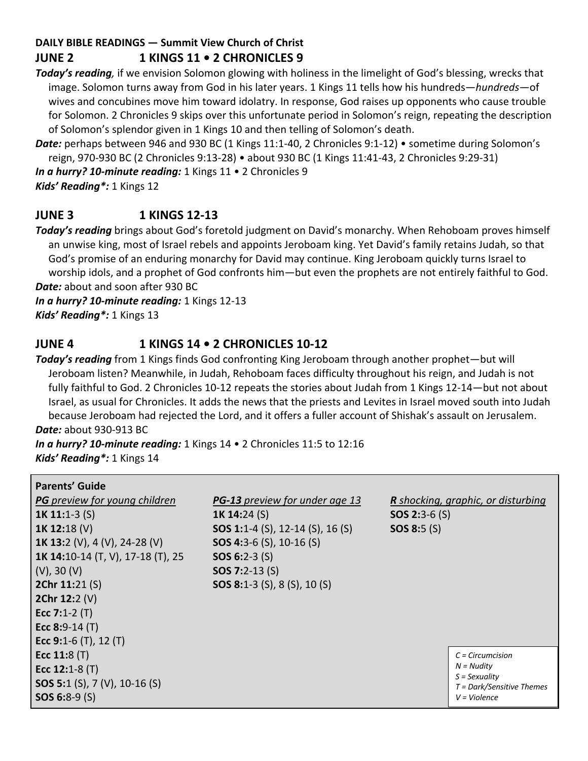**DAILY BIBLE READINGS — Summit View Church of Christ**

## JUNE 2 1 KINGS 11 • 2 CHRONICLES 9

***Today's reading***, if we envision Solomon glowing with holiness in the limelight of God's blessing, wrecks that image. Solomon turns away from God in his later years. 1 Kings 11 tells how his hundreds—*hundreds*—of wives and concubines move him toward idolatry. In response, God raises up opponents who cause trouble for Solomon. 2 Chronicles 9 skips over this unfortunate period in Solomon's reign, repeating the description of Solomon's splendor given in 1 Kings 10 and then telling of Solomon's death.

***Date:*** perhaps between 946 and 930 BC (1 Kings 11:1-40, 2 Chronicles 9:1-12) • sometime during Solomon's reign, 970-930 BC (2 Chronicles 9:13-28) • about 930 BC (1 Kings 11:41-43, 2 Chronicles 9:29-31)

***In a hurry? 10-minute reading:*** 1 Kings 11 • 2 Chronicles 9

***Kids' Reading\*:*** 1 Kings 12

## JUNE 3 1 KINGS 12-13

***Today's reading*** brings about God's foretold judgment on David's monarchy. When Rehoboam proves himself an unwise king, most of Israel rebels and appoints Jeroboam king. Yet David's family retains Judah, so that God's promise of an enduring monarchy for David may continue. King Jeroboam quickly turns Israel to worship idols, and a prophet of God confronts him—but even the prophets are not entirely faithful to God.

***Date:*** about and soon after 930 BC

***In a hurry? 10-minute reading:*** 1 Kings 12-13

***Kids' Reading\*:*** 1 Kings 13

## JUNE 4 1 KINGS 14 • 2 CHRONICLES 10-12

***Today's reading*** from 1 Kings finds God confronting King Jeroboam through another prophet—but will Jeroboam listen? Meanwhile, in Judah, Rehoboam faces difficulty throughout his reign, and Judah is not fully faithful to God. 2 Chronicles 10-12 repeats the stories about Judah from 1 Kings 12-14—but not about Israel, as usual for Chronicles. It adds the news that the priests and Levites in Israel moved south into Judah because Jeroboam had rejected the Lord, and it offers a fuller account of Shishak's assault on Jerusalem.

***Date:*** about 930-913 BC

***In a hurry? 10-minute reading:*** 1 Kings 14 • 2 Chronicles 11:5 to 12:16

***Kids' Reading\*:*** 1 Kings 14

**Parents' Guide**

| ***PG*** *preview for young children* | ***PG-13*** *preview for under age 13* | ***R*** *shocking, graphic, or disturbing* |
|---|---|---|
| **1K 11:**1-3 (S) | **1K 14:**24 (S) | **SOS 2:**3-6 (S) |
| **1K 12:**18 (V) | **SOS 1:**1-4 (S), 12-14 (S), 16 (S) | **SOS 8:**5 (S) |
| **1K 13:**2 (V), 4 (V), 24-28 (V) | **SOS 4:**3-6 (S), 10-16 (S) | |
| **1K 14:**10-14 (T, V), 17-18 (T), 25 (V), 30 (V) | **SOS 6:**2-3 (S) | |
| **2Chr 11:**21 (S) | **SOS 7:**2-13 (S) | |
| **2Chr 12:**2 (V) | **SOS 8:**1-3 (S), 8 (S), 10 (S) | |
| **Ecc 7:**1-2 (T) | | |
| **Ecc 8:**9-14 (T) | | |
| **Ecc 9:**1-6 (T), 12 (T) | | |
| **Ecc 11:**8 (T) | | |
| **Ecc 12:**1-8 (T) | | |
| **SOS 5:**1 (S), 7 (V), 10-16 (S) | | |
| **SOS 6:**8-9 (S) | | |

*C = Circumcision*
*N = Nudity*
*S = Sexuality*
*T = Dark/Sensitive Themes*
*V = Violence*